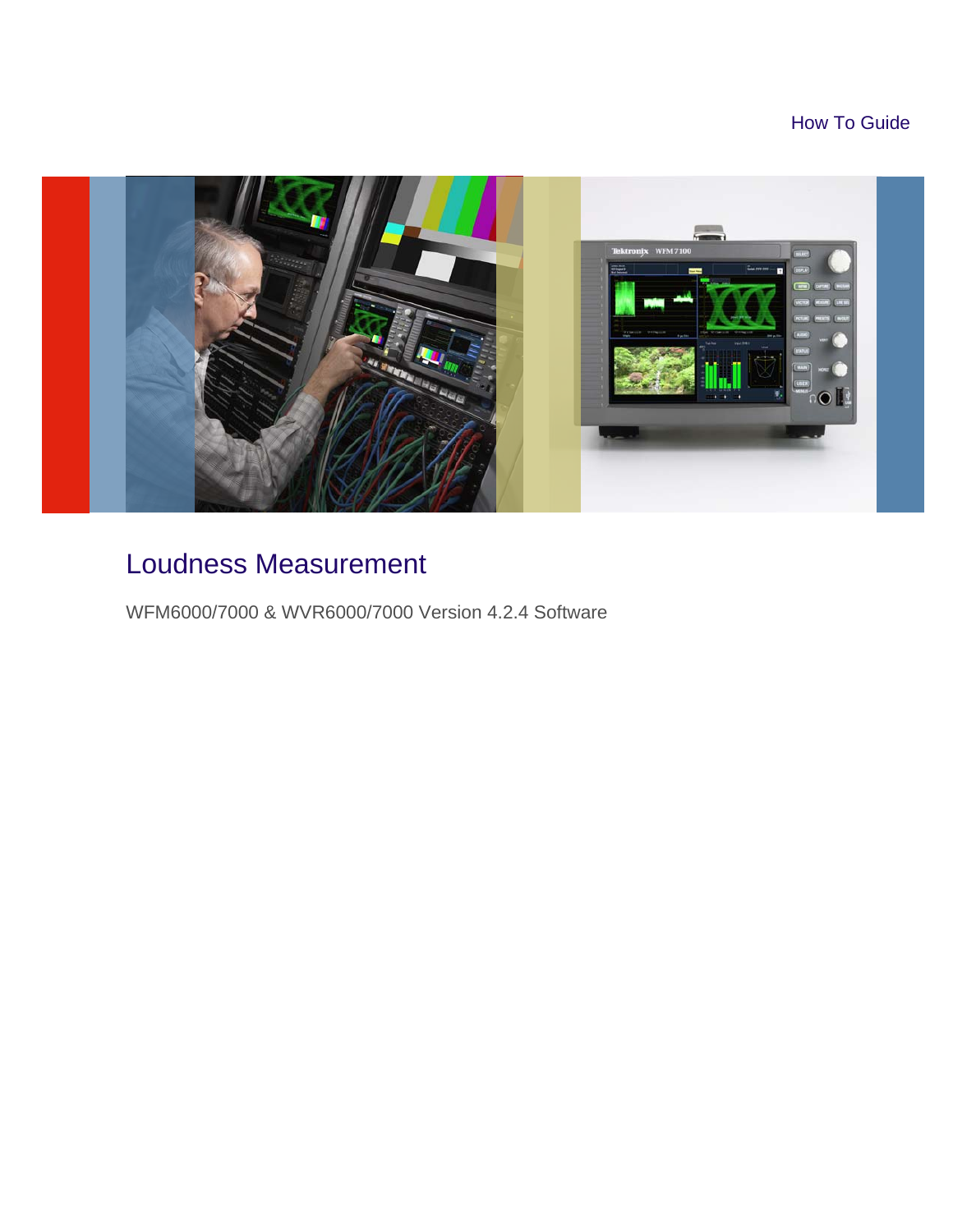How To Guide

# Loudness Measurement

WFM6000/7000 & WVR6000/7000 Version 4.2.4 Software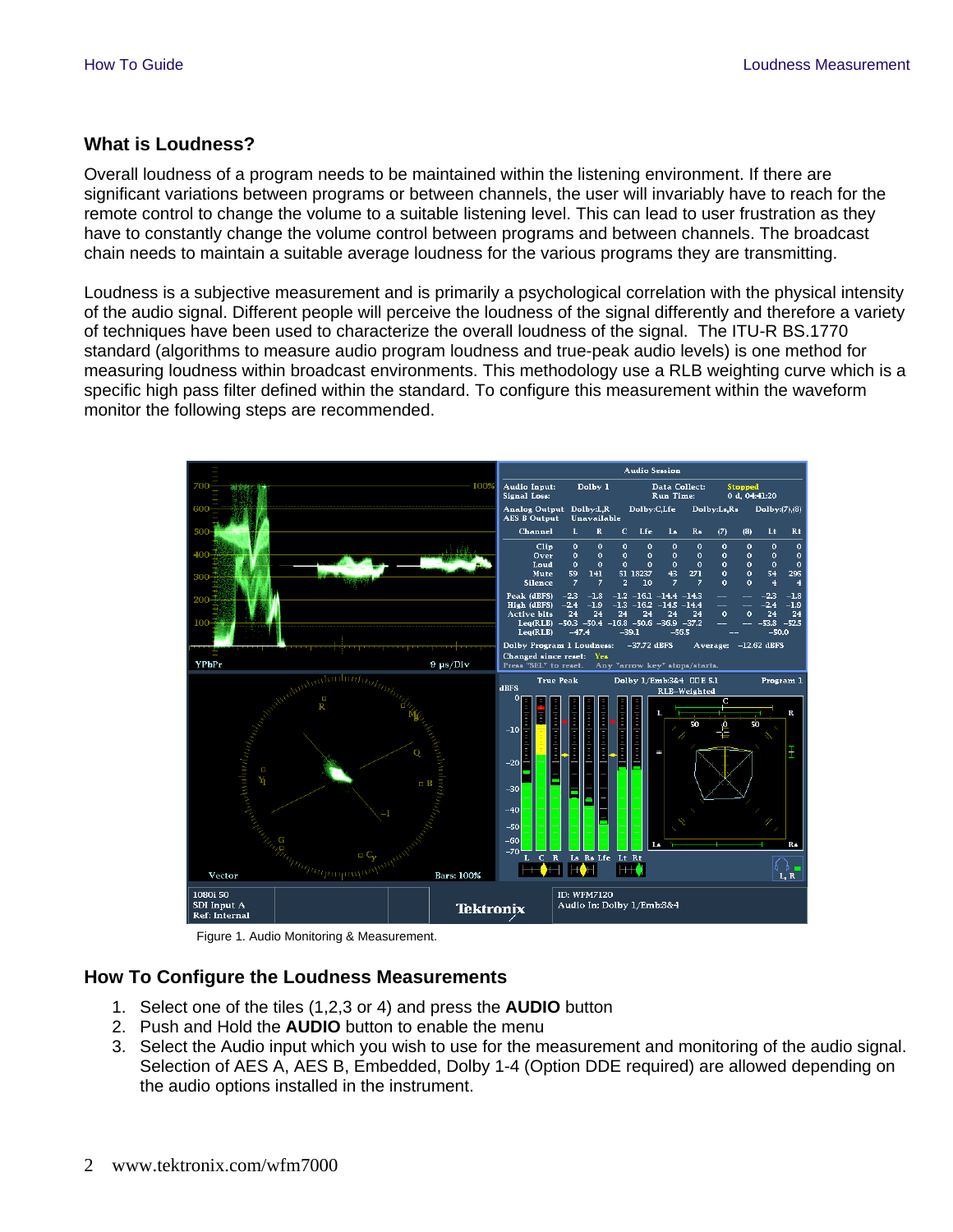## What is Loudness?

Overall loudness of a program needs to be maintained within the listening environment. If there are significant variations between programs or between channels, the user will invariably have to reach for the remote control to change the volume to a suitable listening level. This can lead to user frustration as they have to constantly change the volume control between programs and between channels. The broadcast chain needs to maintain a suitable average loudness for the various programs they are transmitting.

Loudness is a subjective measurement and is primarily a psychological correlation with the physical intensity of the audio signal. Different people will perceive the loudness of the signal differently and therefore a variety of techniques have been used to characterize the overall loudness of the signal. The ITU-R BS.1770 standard (algorithms to measure audio program loudness and true-peak audio levels) is one method for measuring loudness within broadcast environments. This methodology use a RLB weighting curve which is a specific high pass filter defined within the standard. To configure this measurement within the waveform monitor the following steps are recommended.

Figure 1. Audio Monitoring & Measurement.

## How To Configure the Loudness Measurements

1. Select one of the tiles (1,2,3 or 4) and press the **AUDIO** button
2. Push and Hold the **AUDIO** button to enable the menu
3. Select the Audio input which you wish to use for the measurement and monitoring of the audio signal. Selection of AES A, AES B, Embedded, Dolby 1-4 (Option DDE required) are allowed depending on the audio options installed in the instrument.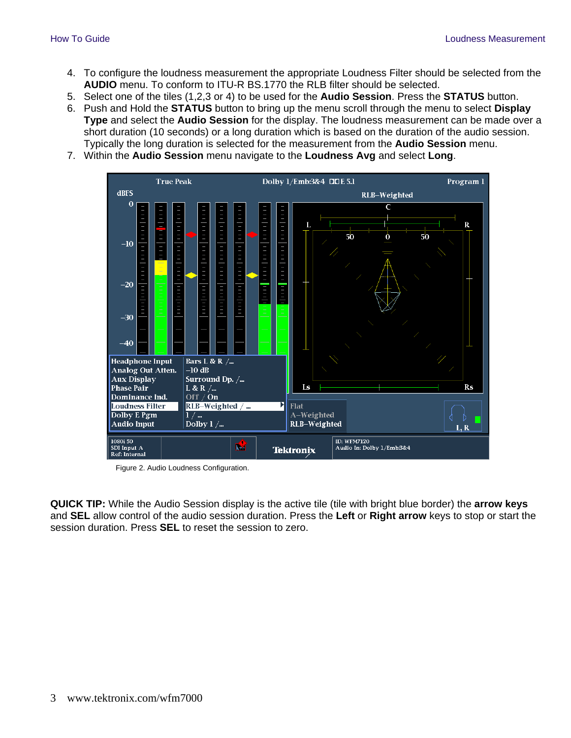4. To configure the loudness measurement the appropriate Loudness Filter should be selected from the **AUDIO** menu. To conform to ITU-R BS.1770 the RLB filter should be selected.
5. Select one of the tiles (1,2,3 or 4) to be used for the **Audio Session**. Press the **STATUS** button.
6. Push and Hold the **STATUS** button to bring up the menu scroll through the menu to select **Display Type** and select the **Audio Session** for the display. The loudness measurement can be made over a short duration (10 seconds) or a long duration which is based on the duration of the audio session. Typically the long duration is selected for the measurement from the **Audio Session** menu.
7. Within the **Audio Session** menu navigate to the **Loudness Avg** and select **Long**.

Figure 2. Audio Loudness Configuration.

**QUICK TIP:** While the Audio Session display is the active tile (tile with bright blue border) the **arrow keys** and **SEL** allow control of the audio session duration. Press the **Left** or **Right arrow** keys to stop or start the session duration. Press **SEL** to reset the session to zero.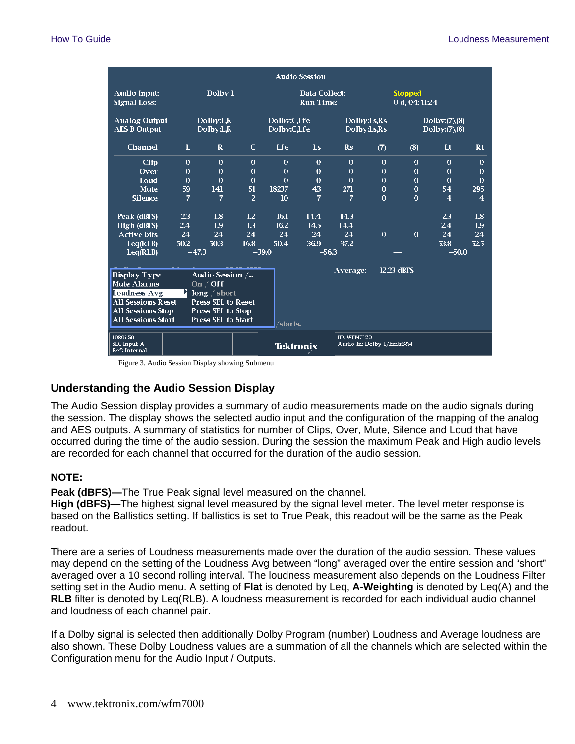| Audio Session | | | | | | | | | | |
|---|---|---|---|---|---|---|---|---|---|---|
| Audio Input: | Dolby 1 | | Data Collect: | | Stopped | | | | | |
| Signal Loss: | | | Run Time: | | 0 d, 04:41:24 | | | | | |
| Analog Output | Dolby:L,R | | Dolby:C,Lfe | | Dolby:Ls,Rs | | Dolby:(7),(8) | | | |
| AES B Output | Dolby:L,R | | Dolby:C,Lfe | | Dolby:Ls,Rs | | Dolby:(7),(8) | | | |
| Channel | L | R | C | Lfe | Ls | Rs | (7) | (8) | Lt | Rt |
| Clip | 0 | 0 | 0 | 0 | 0 | 0 | 0 | 0 | 0 | 0 |
| Over | 0 | 0 | 0 | 0 | 0 | 0 | 0 | 0 | 0 | 0 |
| Loud | 0 | 0 | 0 | 0 | 0 | 0 | 0 | 0 | 0 | 0 |
| Mute | 59 | 141 | 51 | 18237 | 43 | 271 | 0 | 0 | 54 | 295 |
| Silence | 7 | 7 | 2 | 10 | 7 | 7 | 0 | 0 | 4 | 4 |
| Peak (dBFS) | −2.3 | −1.8 | −1.2 | −16.1 | −14.4 | −14.3 | −− | −− | −2.3 | −1.8 |
| High (dBFS) | −2.4 | −1.9 | −1.3 | −16.2 | −14.5 | −14.4 | −− | −− | −2.4 | −1.9 |
| Active bits | 24 | 24 | 24 | 24 | 24 | 24 | 0 | 0 | 24 | 24 |
| Leq(RLB) | −50.2 | −50.3 | −16.8 | −50.4 | −36.9 | −37.2 | −− | −− | −53.8 | −52.5 |
| Leq(RLB) | −47.3 | | −39.0 | | −56.3 | | −− | | −50.0 | |

| Display Type | Audio Session /... |
|---|---|
| Mute Alarms | On / Off |
| Loudness Avg | long / short |
| All Sessions Reset | Press SEL to Reset |
| All Sessions Stop | Press SEL to Stop |
| All Sessions Start | Press SEL to Start |

Average: −12.23 dBFS

1080i 50
SDI Input A
Ref: Internal

Tektronix

ID: WFM7120
Audio In: Dolby 1/Emb3&4

Figure 3. Audio Session Display showing Submenu

## Understanding the Audio Session Display

The Audio Session display provides a summary of audio measurements made on the audio signals during the session. The display shows the selected audio input and the configuration of the mapping of the analog and AES outputs. A summary of statistics for number of Clips, Over, Mute, Silence and Loud that have occurred during the time of the audio session. During the session the maximum Peak and High audio levels are recorded for each channel that occurred for the duration of the audio session.

**NOTE:**

**Peak (dBFS)—**The True Peak signal level measured on the channel.
**High (dBFS)—**The highest signal level measured by the signal level meter. The level meter response is based on the Ballistics setting. If ballistics is set to True Peak, this readout will be the same as the Peak readout.

There are a series of Loudness measurements made over the duration of the audio session. These values may depend on the setting of the Loudness Avg between “long” averaged over the entire session and “short” averaged over a 10 second rolling interval. The loudness measurement also depends on the Loudness Filter setting set in the Audio menu. A setting of **Flat** is denoted by Leq, **A-Weighting** is denoted by Leq(A) and the **RLB** filter is denoted by Leq(RLB). A loudness measurement is recorded for each individual audio channel and loudness of each channel pair.

If a Dolby signal is selected then additionally Dolby Program (number) Loudness and Average loudness are also shown. These Dolby Loudness values are a summation of all the channels which are selected within the Configuration menu for the Audio Input / Outputs.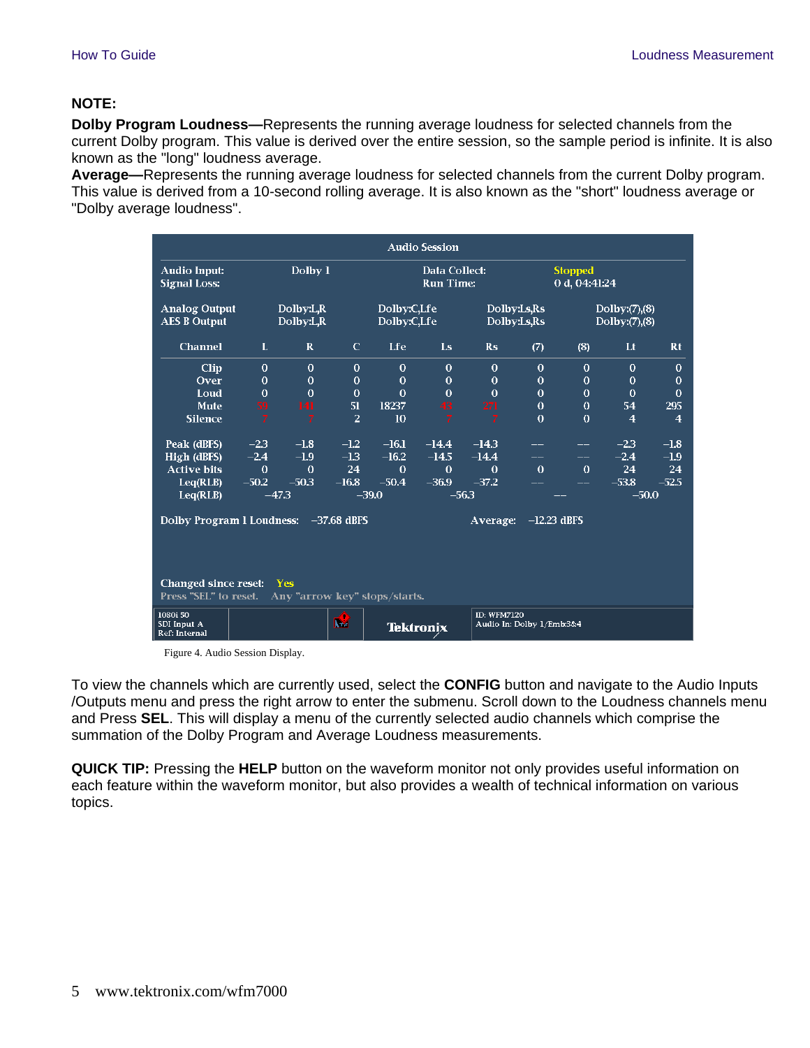**NOTE:**

**Dolby Program Loudness—**Represents the running average loudness for selected channels from the current Dolby program. This value is derived over the entire session, so the sample period is infinite. It is also known as the "long" loudness average.

**Average—**Represents the running average loudness for selected channels from the current Dolby program. This value is derived from a 10-second rolling average. It is also known as the "short" loudness average or "Dolby average loudness".

Audio Session

| Audio Input: | Dolby 1 | Data Collect: | Stopped |
|---|---|---|---|
| Signal Loss: | | Run Time: | 0 d, 04:41:24 |

| | | | | |
|---|---|---|---|---|
| Analog Output | Dolby:L,R | Dolby:C,Lfe | Dolby:Ls,Rs | Dolby:(7),(8) |
| AES B Output | Dolby:L,R | Dolby:C,Lfe | Dolby:Ls,Rs | Dolby:(7),(8) |

| Channel | L | R | C | Lfe | Ls | Rs | (7) | (8) | Lt | Rt |
|---|---|---|---|---|---|---|---|---|---|---|
| Clip | 0 | 0 | 0 | 0 | 0 | 0 | 0 | 0 | 0 | 0 |
| Over | 0 | 0 | 0 | 0 | 0 | 0 | 0 | 0 | 0 | 0 |
| Loud | 0 | 0 | 0 | 0 | 0 | 0 | 0 | 0 | 0 | 0 |
| Mute | 70 | 141 | 51 | 18237 | 43 | 271 | 0 | 0 | 54 | 295 |
| Silence | 7 | 7 | 2 | 10 | 7 | 7 | 0 | 0 | 4 | 4 |
| Peak (dBFS) | –2.3 | –1.8 | –1.2 | –16.1 | –14.4 | –14.3 | -- | -- | –2.3 | –1.8 |
| High (dBFS) | –2.4 | –1.9 | –1.3 | –16.2 | –14.5 | –14.4 | -- | -- | –2.4 | –1.9 |
| Active bits | 0 | 0 | 24 | 0 | 0 | 0 | 0 | 0 | 24 | 24 |
| Leq(RLB) | –50.2 | –50.3 | –16.8 | –50.4 | –36.9 | –37.2 | -- | -- | –53.8 | –52.5 |
| Leq(RLB) | –47.3 | | –39.0 | | –56.3 | | -- | | –50.0 | |

Dolby Program 1 Loudness: –37.68 dBFS    Average: –12.23 dBFS

Changed since reset: Yes
Press "SEL" to reset. Any "arrow key" stops/starts.

1080i 50 SDI Input A Ref: Internal | Tektronix | ID: WFM7120 Audio In: Dolby 1/Emb3&4

Figure 4. Audio Session Display.

To view the channels which are currently used, select the **CONFIG** button and navigate to the Audio Inputs /Outputs menu and press the right arrow to enter the submenu. Scroll down to the Loudness channels menu and Press **SEL**. This will display a menu of the currently selected audio channels which comprise the summation of the Dolby Program and Average Loudness measurements.

**QUICK TIP:** Pressing the **HELP** button on the waveform monitor not only provides useful information on each feature within the waveform monitor, but also provides a wealth of technical information on various topics.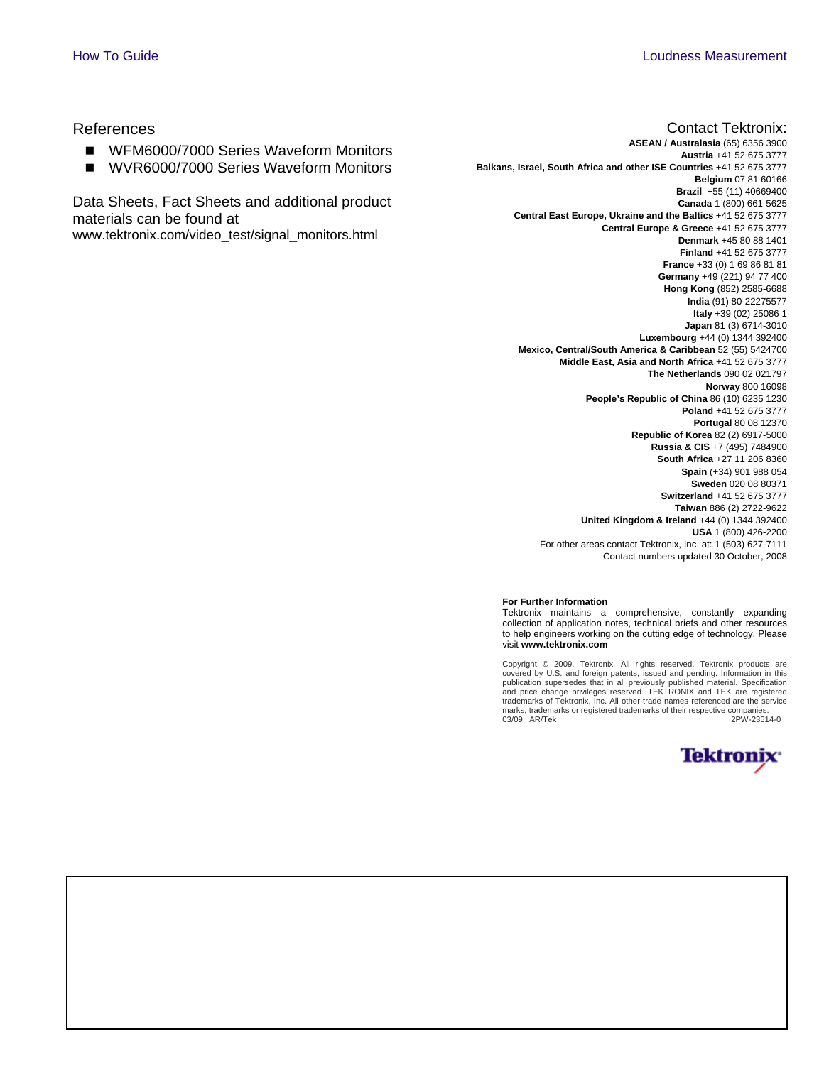## References

- WFM6000/7000 Series Waveform Monitors
- WVR6000/7000 Series Waveform Monitors

Data Sheets, Fact Sheets and additional product materials can be found at www.tektronix.com/video_test/signal_monitors.html

## Contact Tektronix:

**ASEAN / Australasia** (65) 6356 3900
**Austria** +41 52 675 3777
**Balkans, Israel, South Africa and other ISE Countries** +41 52 675 3777
**Belgium** 07 81 60166
**Brazil** +55 (11) 40669400
**Canada** 1 (800) 661-5625
**Central East Europe, Ukraine and the Baltics** +41 52 675 3777
**Central Europe & Greece** +41 52 675 3777
**Denmark** +45 80 88 1401
**Finland** +41 52 675 3777
**France** +33 (0) 1 69 86 81 81
**Germany** +49 (221) 94 77 400
**Hong Kong** (852) 2585-6688
**India** (91) 80-22275577
**Italy** +39 (02) 25086 1
**Japan** 81 (3) 6714-3010
**Luxembourg** +44 (0) 1344 392400
**Mexico, Central/South America & Caribbean** 52 (55) 5424700
**Middle East, Asia and North Africa** +41 52 675 3777
**The Netherlands** 090 02 021797
**Norway** 800 16098
**People's Republic of China** 86 (10) 6235 1230
**Poland** +41 52 675 3777
**Portugal** 80 08 12370
**Republic of Korea** 82 (2) 6917-5000
**Russia & CIS** +7 (495) 7484900
**South Africa** +27 11 206 8360
**Spain** (+34) 901 988 054
**Sweden** 020 08 80371
**Switzerland** +41 52 675 3777
**Taiwan** 886 (2) 2722-9622
**United Kingdom & Ireland** +44 (0) 1344 392400
**USA** 1 (800) 426-2200
For other areas contact Tektronix, Inc. at: 1 (503) 627-7111
Contact numbers updated 30 October, 2008

**For Further Information**
Tektronix maintains a comprehensive, constantly expanding collection of application notes, technical briefs and other resources to help engineers working on the cutting edge of technology. Please visit **www.tektronix.com**

Copyright © 2009, Tektronix. All rights reserved. Tektronix products are covered by U.S. and foreign patents, issued and pending. Information in this publication supersedes that in all previously published material. Specification and price change privileges reserved. TEKTRONIX and TEK are registered trademarks of Tektronix, Inc. All other trade names referenced are the service marks, trademarks or registered trademarks of their respective companies.
03/09 AR/Tek 2PW-23514-0

Tektronix